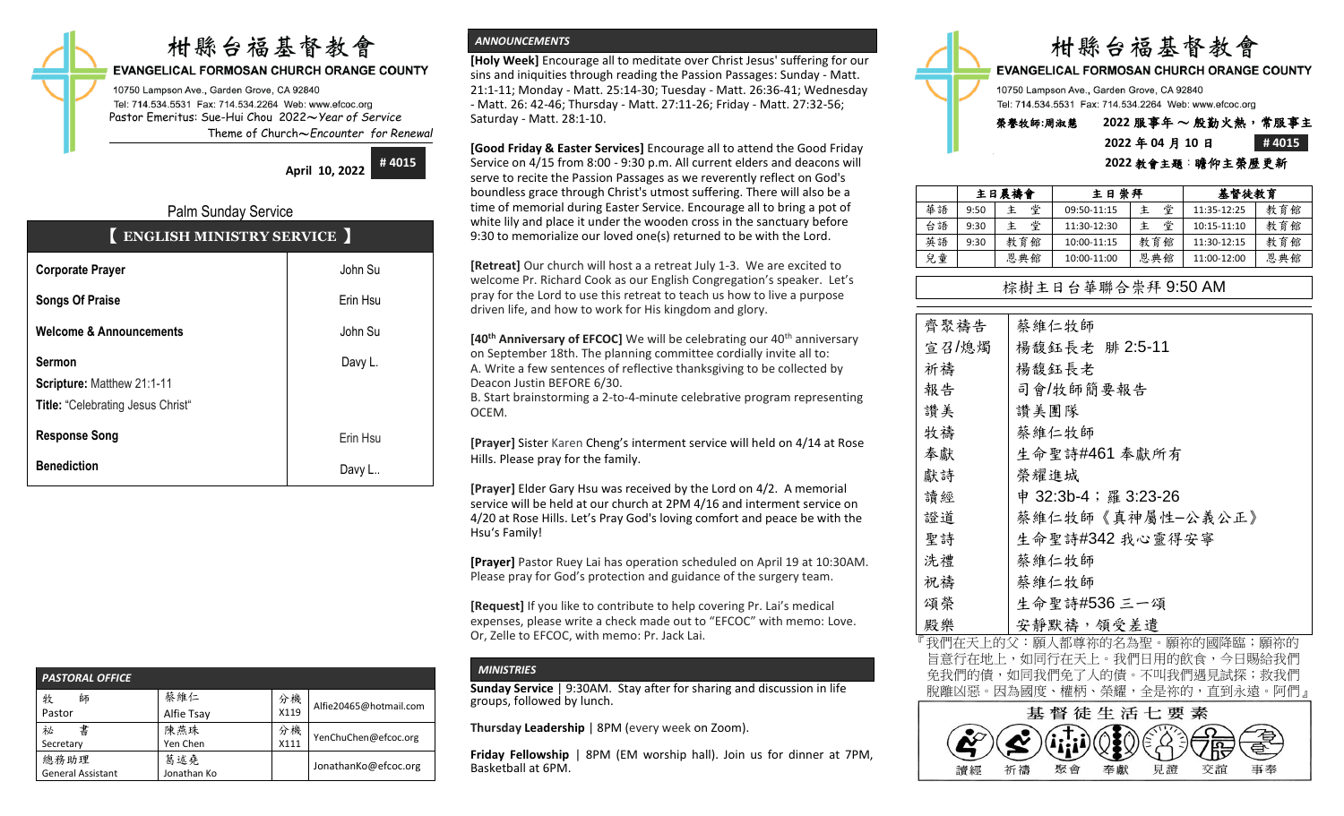# 柑縣台福基督教會

**EVANGELICAL FORMOSAN CHURCH ORANGE COUNTY**

10750 Lampson Ave., Garden Grove, CA 92840
Tel: 714.534.5531 Fax: 714.534.2264 Web: www.efcoc.org
Pastor Emeritus: Sue-Hui Chou 2022～*Year of Service*
Theme of Church～*Encounter for Renewal*

**April 10, 2022** **# 4015**

## Palm Sunday Service

| 【 ENGLISH MINISTRY SERVICE 】 | |
|---|---|
| **Corporate Prayer** | John Su |
| **Songs Of Praise** | Erin Hsu |
| **Welcome & Announcements** | John Su |
| **Sermon**<br>**Scripture:** Matthew 21:1-11<br>**Title:** "Celebrating Jesus Christ" | Davy L. |
| **Response Song** | Erin Hsu |
| **Benediction** | Davy L.. |

| PASTORAL OFFICE | | | |
|---|---|---|---|
| 牧 師<br>Pastor | 蔡維仁<br>Alfie Tsay | 分機<br>X119 | Alfie20465@hotmail.com |
| 祕 書<br>Secretary | 陳燕珠<br>Yen Chen | 分機<br>X111 | YenChuChen@efcoc.org |
| 總務助理<br>General Assistant | 葛述堯<br>Jonathan Ko | | JonathanKo@efcoc.org |

## ANNOUNCEMENTS

**[Holy Week]** Encourage all to meditate over Christ Jesus' suffering for our sins and iniquities through reading the Passion Passages: Sunday - Matt. 21:1-11; Monday - Matt. 25:14-30; Tuesday - Matt. 26:36-41; Wednesday - Matt. 26: 42-46; Thursday - Matt. 27:11-26; Friday - Matt. 27:32-56; Saturday - Matt. 28:1-10.

**[Good Friday & Easter Services]** Encourage all to attend the Good Friday Service on 4/15 from 8:00 - 9:30 p.m. All current elders and deacons will serve to recite the Passion Passages as we reverently reflect on God's boundless grace through Christ's utmost suffering. There will also be a time of memorial during Easter Service. Encourage all to bring a pot of white lily and place it under the wooden cross in the sanctuary before 9:30 to memorialize our loved one(s) returned to be with the Lord.

**[Retreat]** Our church will host a a retreat July 1-3. We are excited to welcome Pr. Richard Cook as our English Congregation's speaker. Let's pray for the Lord to use this retreat to teach us how to live a purpose driven life, and how to work for His kingdom and glory.

**[40th Anniversary of EFCOC]** We will be celebrating our 40th anniversary on September 18th. The planning committee cordially invite all to:
A. Write a few sentences of reflective thanksgiving to be collected by Deacon Justin BEFORE 6/30.
B. Start brainstorming a 2-to-4-minute celebrative program representing OCEM.

**[Prayer]** Sister Karen Cheng's interment service will held on 4/14 at Rose Hills. Please pray for the family.

**[Prayer]** Elder Gary Hsu was received by the Lord on 4/2. A memorial service will be held at our church at 2PM 4/16 and interment service on 4/20 at Rose Hills. Let's Pray God's loving comfort and peace be with the Hsu's Family!

**[Prayer]** Pastor Ruey Lai has operation scheduled on April 19 at 10:30AM. Please pray for God's protection and guidance of the surgery team.

**[Request]** If you like to contribute to help covering Pr. Lai's medical expenses, please write a check made out to "EFCOC" with memo: Love. Or, Zelle to EFCOC, with memo: Pr. Jack Lai.

## MINISTRIES

**Sunday Service** | 9:30AM. Stay after for sharing and discussion in life groups, followed by lunch.

**Thursday Leadership** | 8PM (every week on Zoom).

**Friday Fellowship** | 8PM (EM worship hall). Join us for dinner at 7PM, Basketball at 6PM.

# 柑縣台福基督教會

**EVANGELICAL FORMOSAN CHURCH ORANGE COUNTY**

10750 Lampson Ave., Garden Grove, CA 92840
Tel: 714.534.5531 Fax: 714.534.2264 Web: www.efcoc.org

榮譽牧師:周淑慧 2022 服事年 ～ 殷勤火熱，常服事主
2022 年 04 月 10 日 **# 4015**
2022 教會主題：瞻仰主榮歷更新

| | 主日晨禱會 | | 主日崇拜 | | 基督徒教育 | |
|---|---|---|---|---|---|---|
| 華語 | 9:50 | 主 堂 | 09:50-11:15 | 主 堂 | 11:35-12:25 | 教育館 |
| 台語 | 9:30 | 主 堂 | 11:30-12:30 | 主 堂 | 10:15-11:10 | 教育館 |
| 英語 | 9:30 | 教育館 | 10:00-11:15 | 教育館 | 11:30-12:15 | 教育館 |
| 兒童 | | 恩典館 | 10:00-11:00 | 恩典館 | 11:00-12:00 | 恩典館 |

**棕樹主日台華聯合崇拜 9:50 AM**

| | |
|---|---|
| 齊聚禱告 | 蔡維仁牧師 |
| 宣召/熄燭 | 楊馥鈺長老 腓 2:5-11 |
| 祈禱 | 楊馥鈺長老 |
| 報告 | 司會/牧師簡要報告 |
| 讚美 | 讚美團隊 |
| 牧禱 | 蔡維仁牧師 |
| 奉獻 | 生命聖詩#461 奉獻所有 |
| 獻詩 | 榮耀進城 |
| 讀經 | 申 32:3b-4；羅 3:23-26 |
| 證道 | 蔡維仁牧師《真神屬性─公義公正》 |
| 聖詩 | 生命聖詩#342 我心靈得安寧 |
| 洗禮 | 蔡維仁牧師 |
| 祝禱 | 蔡維仁牧師 |
| 頌榮 | 生命聖詩#536 三一頌 |
| 殿樂 | 安靜默禱，領受差遣 |

『我們在天上的父：願人都尊祢的名為聖。願祢的國降臨；願祢的旨意行在地上，如同行在天上。我們日用的飲食，今日賜給我們免我們的債，如同我們免了人的債。不叫我們遇見試探；救我們脫離凶惡。因為國度、權柄、榮耀，全是祢的，直到永遠。阿們』

**基督徒生活七要素**

讀經 祈禱 聚會 奉獻 見證 交誼 事奉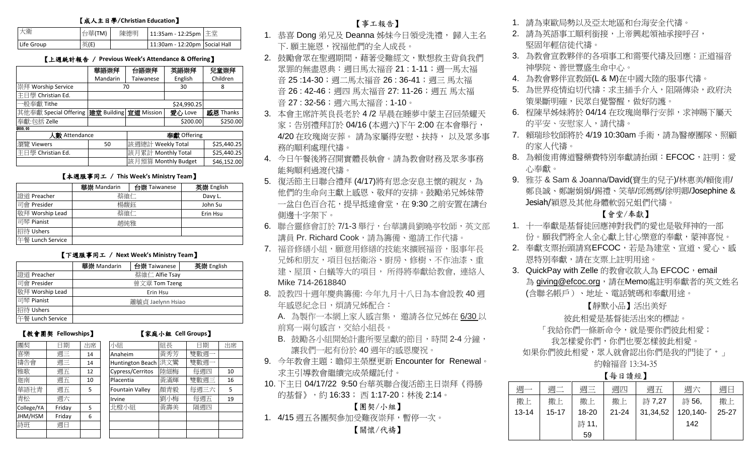【成人主日學/Christian Education】

| | | | | |
|---|---|---|---|---|
| 大衛 | 台華(TM) | 陳德明 | 11:35am - 12:25pm | 主堂 |
| Life Group | 英(E) | | 11:30am - 12:20pm | Social Hall |

【上週統計報告 / Previous Week's Attendance & Offering】

| | 華語崇拜 Mandarin | 台語崇拜 Taiwanese | 英語崇拜 English | 兒童崇拜 Children |
|---|---|---|---|---|
| 崇拜 Worship Service | 70 | | 30 | 8 |
| 主日學 Christian Ed. | | | | |
| 一般奉獻 Tithe | | | $24,990.25 | |
| 其他奉獻 Special Offering | 建堂 Building | 宣道 Mission | 愛心 Love | 感恩 Thanks |
| 奉獻:包括 Zelle $600.00 | | | $200.00 | $250.00 |

| 人數 Attendance | | 奉獻 Offering | |
|---|---|---|---|
| 瀏覽 Viewers | 50 | 該週總計 Weekly Total | $25,440.25 |
| 主日學 Christian Ed. | | 該月累計 Monthly Total | $25,440.25 |
| | | 該月預算 Monthly Budget | $46,152.00 |

【本週服事同工 / This Week's Ministry Team】

| | 華崇 Mandarin | 台崇 Taiwanese | 英崇 English |
|---|---|---|---|
| 證道 Preacher | 蔡維仁 | | Davy L. |
| 司會 Presider | 楊馥鈺 | | John Su |
| 敬拜 Worship Lead | 蔡維仁 | | Erin Hsu |
| 司琴 Pianist | 趙純雅 | | |
| 招待 Ushers | | | |
| 午餐 Lunch Service | | | |

【下週服事同工 / Next Week's Ministry Team】

| | 華崇 Mandarin | 台崇 Taiwanese | 英崇 English |
|---|---|---|---|
| 證道 Preacher | 蔡維仁 Alfie Tsay | | |
| 司會 Presider | 曾文章 Tom Tzeng | | |
| 敬拜 Worship Lead | Erin Hsu | | |
| 司琴 Pianist | 蕭毓貞 Jaelynn Hsiao | | |
| 招待 Ushers | | | |
| 午餐 Lunch Service | | | |

【教會團契 Fellowships】

| 團契 | 日期 | 出席 |
|---|---|---|
| 喜樂 | 週三 | 14 |
| 禱告會 | 週三 | 14 |
| 雅歌 | 週五 | 12 |
| 迦南 | 週五 | 10 |
| 華語社青 | 週五 | 5 |
| 青松 | 週六 | |
| College/YA | Friday | 5 |
| JHM/HSM | Friday | 6 |
| 詩班 | 週日 | |

【家庭小組 Cell Groups】

| 小組 | 組長 | 日期 | 出席 |
|---|---|---|---|
| Anaheim | 黃秀芳 | 雙數週一 | |
| Huntington Beach | 洪文鶯 | 雙數週一 | |
| Cypress/Cerritos | 陸細梅 | 每週四 | 10 |
| Placentia | 黃滿輝 | 雙數週三 | 16 |
| Fountain Valley | 顏青毅 | 每週三六 | 5 |
| Irvine | 劉小梅 | 每週五 | 19 |
| 北橙小組 | 黃壽美 | 隔週四 | |

【事工報告】

1. 恭喜 Dong 弟兄及 Deanna 姊妹今日領受洗禮，歸入主名下. 願主施恩，祝福他們的全人成長。
2. 鼓勵會眾在聖週期間，藉著受難經文，默想救主背負我們眾罪的無盡恩典：週日馬太福音 21 : 1-11；週一馬太福音 25 :14-30；週二馬太福音 26 : 36-41；週三 馬太福音 26 : 42-46；週四 馬太福音 27: 11-26；週五 馬太福音 27 : 32-56；週六馬太福音 : 1-10。
3. 本會主席許英良長老於 4 /2 早晨在睡夢中蒙主召回榮耀天家；告別禮拜訂於 04/16 (本週六)下午 2:00 在本會舉行，4/20 在玫瑰崗安葬。 請為家屬得安慰、扶持， 以及眾多事務的順利處理代禱。
4. 今日午餐後將召開實體長執會。請為教會財務及眾多事務能夠順利過渡代禱。
5. 復活節主日聯合禮拜 (4/17)將有思念安息主懷的親友，為他們的生命向主獻上感恩、敬拜的安排。鼓勵弟兄姊妹帶一盆白色百合花，提早抵達會堂，在 9:30 之前安置在講台側邊十字架下。
6. 聯合靈修會訂於 7/1-3 舉行，台華講員劉曉亭牧師，英文部講員 Pr. Richard Cook，請為籌備、邀請工作代禱。
7. 福音修繕小組，願意用修繕的技能來擴展福音，服事年長兄姊和朋友，項目包括衛浴、廚房、修樹、不作油漆、重建、屋頂、白蟻等大的項目， 所得將奉獻給教會，連絡人 Mike 714-2618840
8. 設教四十週年慶典籌備: 今年九月十八日為本會設教 40 週年感恩紀念日，煩請兄姊配合：
   A. 為製作一本網上家人感言集， 邀請各位兄姊在 6/30 以前寫一兩句感言，交給小組長。
   B. 鼓勵各小組開始計畫所要呈獻的節目，時間 2-4 分鐘，讓我們一起有份於 40 週年的感恩慶祝。
9. 今年教會主題：瞻仰主榮歷更新 Encounter for Renewal。求主引導教會繼續完成榮耀託付。
10. 下主日 04/17/22 9:50 台華英聯合復活節主日崇拜《得勝的基督》，約 16:33； 西 1:17-20；林後 2:14。

【團契/小組】

1. 4/15 週五各團契參加受難夜崇拜，暫停一次。

【關懷/代禱】

1. 請為東歐局勢以及亞太地區和台海安全代禱。
2. 請為英語事工順利銜接，上帝興起領袖承接呼召，堅固年輕信徒代禱。
3. 為教會宣教夥伴的各項事工和需要代禱及回應：正道福音神學院、普世豐盛生命中心。
4. 為教會夥伴宣教師(L & M)在中國大陸的服事代禱。
5. 為世界疫情迫切代禱：求主插手介入，阻隔傳染，政府決策果斷明確，民眾自覺警醒，做好防護。
6. 程陳早姊妹將於 04/14 在玫瑰崗舉行安葬，求神賜下屬天的平安、安慰家人，請代禱。
7. 賴瑞珍牧師將於 4/19 10:30am 手術，請為醫療團隊、照顧的家人代禱。
8. 為賴俊甫傳道醫藥費特別奉獻請抬頭：EFCOC，註明：愛心奉獻。
9. 雅芬 & Sam & Joanna/David(寶生的兒子)/林惠美/賴俊甫/鄭良誠、鄭謝娟娟/錫禮、笑華/邱媽媽/徐明卿/Josephine & Jesiah/穎恩及其他身體軟弱兄姐們代禱。

【會堂/奉獻】

1. 十一奉獻是基督徒回應神對我們的愛也是敬拜神的一部份。願我們將全人全心獻上甘心樂意的奉獻，蒙神喜悅。
2. 奉獻支票抬頭請寫EFCOC，若是為建堂、宣道、愛心、感恩特別奉獻，請在支票上註明用途。
3. QuickPay with Zelle 的教會收款人為 EFCOC，email 為 giving@efcoc.org，請在Memo處註明奉獻者的英文姓名(含聯名帳戶）、地址、電話號碼和奉獻用途。

【靜默小品】活出美好

彼此相愛是基督徒活出來的標誌。

「我給你們一條新命令，就是要你們彼此相愛；

我怎樣愛你們，你們也要怎樣彼此相愛。

如果你們彼此相愛，眾人就會認出你們是我的門徒了。」

約翰福音 13:34-35

【每日讀經】

| 週一 | 週二 | 週三 | 週四 | 週五 | 週六 | 週日 |
|---|---|---|---|---|---|---|
| 撒上 13-14 | 撒上 15-17 | 撒上 18-20 詩 11, 59 | 撒上 21-24 | 詩 7,27 31,34,52 | 詩 56, 120,140-142 | 撒上 25-27 |